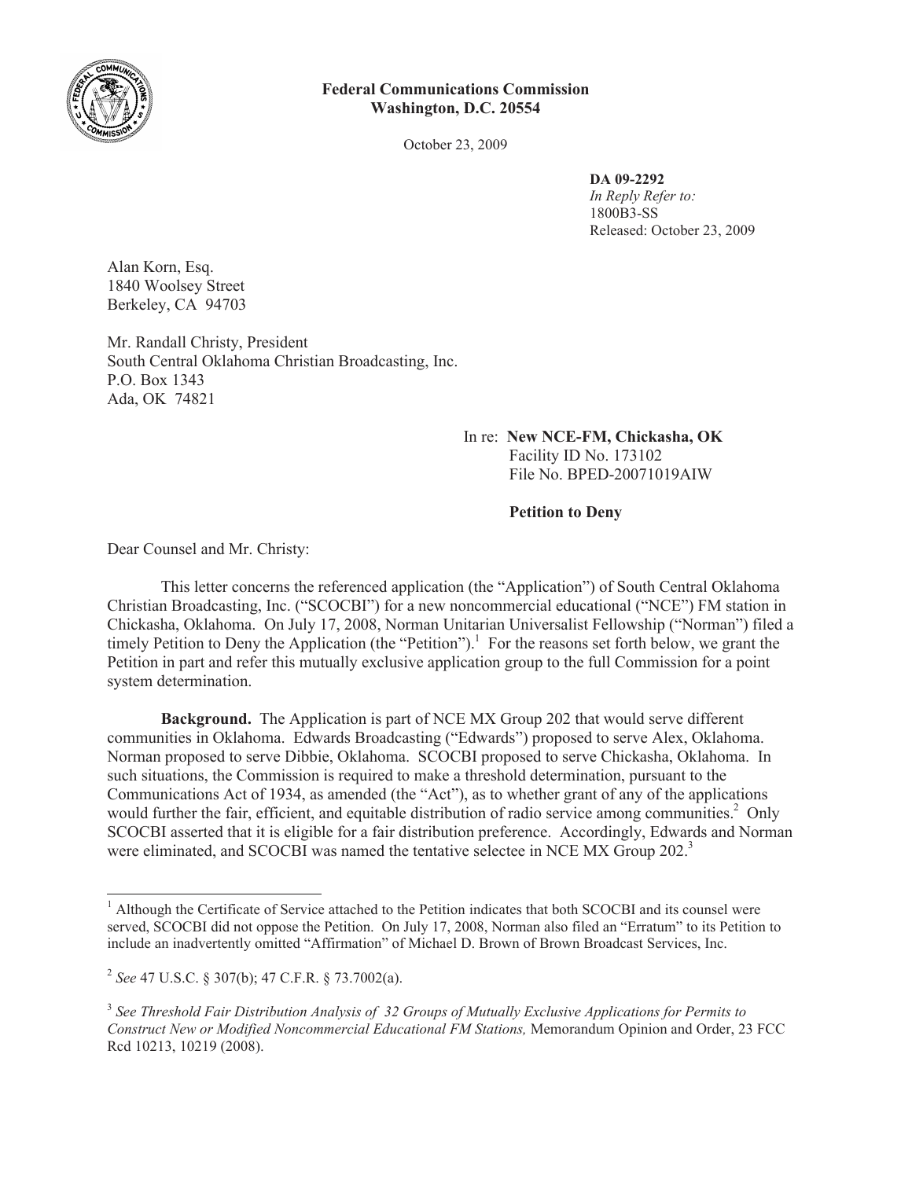**Federal Communications Commission**
**Washington, D.C. 20554**

October 23, 2009

**DA 09-2292**
*In Reply Refer to:*
1800B3-SS
Released: October 23, 2009

Alan Korn, Esq.
1840 Woolsey Street
Berkeley, CA 94703

Mr. Randall Christy, President
South Central Oklahoma Christian Broadcasting, Inc.
P.O. Box 1343
Ada, OK 74821

In re: **New NCE-FM, Chickasha, OK**
Facility ID No. 173102
File No. BPED-20071019AIW

**Petition to Deny**

Dear Counsel and Mr. Christy:

This letter concerns the referenced application (the "Application") of South Central Oklahoma Christian Broadcasting, Inc. ("SCOCBI") for a new noncommercial educational ("NCE") FM station in Chickasha, Oklahoma. On July 17, 2008, Norman Unitarian Universalist Fellowship ("Norman") filed a timely Petition to Deny the Application (the "Petition").[1] For the reasons set forth below, we grant the Petition in part and refer this mutually exclusive application group to the full Commission for a point system determination.

**Background.** The Application is part of NCE MX Group 202 that would serve different communities in Oklahoma. Edwards Broadcasting ("Edwards") proposed to serve Alex, Oklahoma. Norman proposed to serve Dibbie, Oklahoma. SCOCBI proposed to serve Chickasha, Oklahoma. In such situations, the Commission is required to make a threshold determination, pursuant to the Communications Act of 1934, as amended (the "Act"), as to whether grant of any of the applications would further the fair, efficient, and equitable distribution of radio service among communities.[2] Only SCOCBI asserted that it is eligible for a fair distribution preference. Accordingly, Edwards and Norman were eliminated, and SCOCBI was named the tentative selectee in NCE MX Group 202.[3]

---

[1] Although the Certificate of Service attached to the Petition indicates that both SCOCBI and its counsel were served, SCOCBI did not oppose the Petition. On July 17, 2008, Norman also filed an "Erratum" to its Petition to include an inadvertently omitted "Affirmation" of Michael D. Brown of Brown Broadcast Services, Inc.

[2] *See* 47 U.S.C. § 307(b); 47 C.F.R. § 73.7002(a).

[3] *See Threshold Fair Distribution Analysis of 32 Groups of Mutually Exclusive Applications for Permits to Construct New or Modified Noncommercial Educational FM Stations,* Memorandum Opinion and Order, 23 FCC Rcd 10213, 10219 (2008).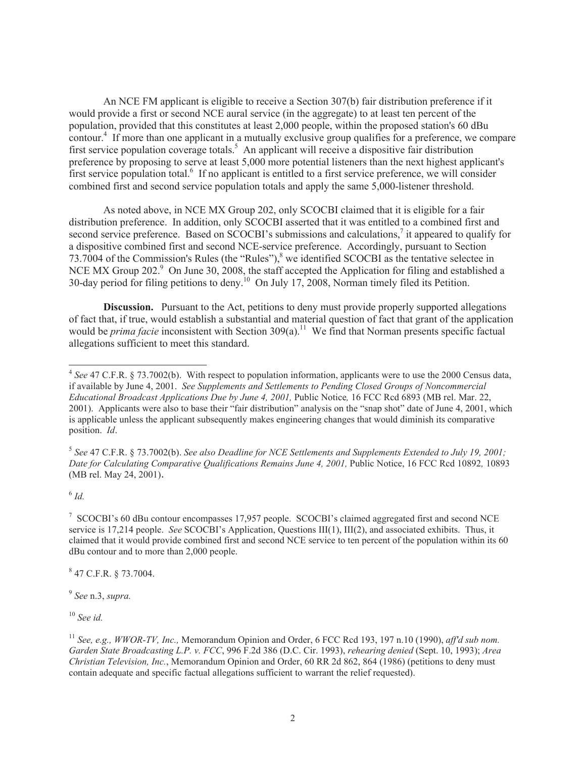An NCE FM applicant is eligible to receive a Section 307(b) fair distribution preference if it would provide a first or second NCE aural service (in the aggregate) to at least ten percent of the population, provided that this constitutes at least 2,000 people, within the proposed station's 60 dBu contour.[4] If more than one applicant in a mutually exclusive group qualifies for a preference, we compare first service population coverage totals.[5] An applicant will receive a dispositive fair distribution preference by proposing to serve at least 5,000 more potential listeners than the next highest applicant's first service population total.[6] If no applicant is entitled to a first service preference, we will consider combined first and second service population totals and apply the same 5,000-listener threshold.

As noted above, in NCE MX Group 202, only SCOCBI claimed that it is eligible for a fair distribution preference. In addition, only SCOCBI asserted that it was entitled to a combined first and second service preference. Based on SCOCBI's submissions and calculations,[7] it appeared to qualify for a dispositive combined first and second NCE-service preference. Accordingly, pursuant to Section 73.7004 of the Commission's Rules (the "Rules"),[8] we identified SCOCBI as the tentative selectee in NCE MX Group 202.[9] On June 30, 2008, the staff accepted the Application for filing and established a 30-day period for filing petitions to deny.[10] On July 17, 2008, Norman timely filed its Petition.

**Discussion.** Pursuant to the Act, petitions to deny must provide properly supported allegations of fact that, if true, would establish a substantial and material question of fact that grant of the application would be *prima facie* inconsistent with Section 309(a).[11] We find that Norman presents specific factual allegations sufficient to meet this standard.

---

[4] *See* 47 C.F.R. § 73.7002(b). With respect to population information, applicants were to use the 2000 Census data, if available by June 4, 2001. *See Supplements and Settlements to Pending Closed Groups of Noncommercial Educational Broadcast Applications Due by June 4, 2001,* Public Notice*,* 16 FCC Rcd 6893 (MB rel. Mar. 22, 2001). Applicants were also to base their "fair distribution" analysis on the "snap shot" date of June 4, 2001, which is applicable unless the applicant subsequently makes engineering changes that would diminish its comparative position. *Id*.

[5] *See* 47 C.F.R. § 73.7002(b). *See also Deadline for NCE Settlements and Supplements Extended to July 19, 2001; Date for Calculating Comparative Qualifications Remains June 4, 2001,* Public Notice, 16 FCC Rcd 10892*,* 10893 (MB rel. May 24, 2001).

[6] *Id.*

[7] SCOCBI's 60 dBu contour encompasses 17,957 people. SCOCBI's claimed aggregated first and second NCE service is 17,214 people. *See* SCOCBI's Application, Questions III(1), III(2), and associated exhibits. Thus, it claimed that it would provide combined first and second NCE service to ten percent of the population within its 60 dBu contour and to more than 2,000 people.

[8] 47 C.F.R. § 73.7004.

[9] *See* n.3, *supra.*

[10] *See id.*

[11] *See, e.g., WWOR-TV, Inc.,* Memorandum Opinion and Order, 6 FCC Rcd 193, 197 n.10 (1990), *aff'd sub nom. Garden State Broadcasting L.P. v. FCC*, 996 F.2d 386 (D.C. Cir. 1993), *rehearing denied* (Sept. 10, 1993); *Area Christian Television, Inc.*, Memorandum Opinion and Order, 60 RR 2d 862, 864 (1986) (petitions to deny must contain adequate and specific factual allegations sufficient to warrant the relief requested).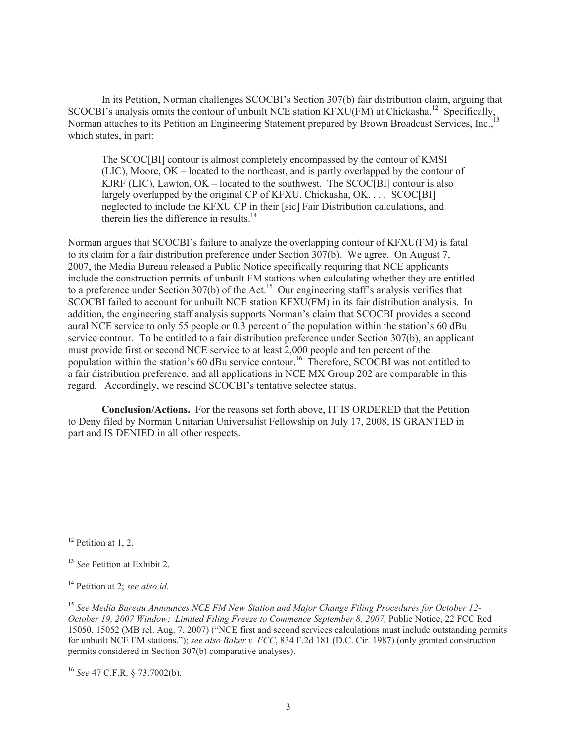In its Petition, Norman challenges SCOCBI's Section 307(b) fair distribution claim, arguing that SCOCBI's analysis omits the contour of unbuilt NCE station KFXU(FM) at Chickasha.[12] Specifically, Norman attaches to its Petition an Engineering Statement prepared by Brown Broadcast Services, Inc.,[13] which states, in part:

> The SCOC[BI] contour is almost completely encompassed by the contour of KMSI (LIC), Moore, OK – located to the northeast, and is partly overlapped by the contour of KJRF (LIC), Lawton, OK – located to the southwest. The SCOC[BI] contour is also largely overlapped by the original CP of KFXU, Chickasha, OK. . . . SCOC[BI] neglected to include the KFXU CP in their [sic] Fair Distribution calculations, and therein lies the difference in results.[14]

Norman argues that SCOCBI's failure to analyze the overlapping contour of KFXU(FM) is fatal to its claim for a fair distribution preference under Section 307(b). We agree. On August 7, 2007, the Media Bureau released a Public Notice specifically requiring that NCE applicants include the construction permits of unbuilt FM stations when calculating whether they are entitled to a preference under Section 307(b) of the Act.[15] Our engineering staff's analysis verifies that SCOCBI failed to account for unbuilt NCE station KFXU(FM) in its fair distribution analysis. In addition, the engineering staff analysis supports Norman's claim that SCOCBI provides a second aural NCE service to only 55 people or 0.3 percent of the population within the station's 60 dBu service contour. To be entitled to a fair distribution preference under Section 307(b), an applicant must provide first or second NCE service to at least 2,000 people and ten percent of the population within the station's 60 dBu service contour.[16] Therefore, SCOCBI was not entitled to a fair distribution preference, and all applications in NCE MX Group 202 are comparable in this regard. Accordingly, we rescind SCOCBI's tentative selectee status.

**Conclusion/Actions.** For the reasons set forth above, IT IS ORDERED that the Petition to Deny filed by Norman Unitarian Universalist Fellowship on July 17, 2008, IS GRANTED in part and IS DENIED in all other respects.

---

[12] Petition at 1, 2.

[13] *See* Petition at Exhibit 2.

[14] Petition at 2; *see also id.*

[15] *See Media Bureau Announces NCE FM New Station and Major Change Filing Procedures for October 12-October 19, 2007 Window: Limited Filing Freeze to Commence September 8, 2007,* Public Notice, 22 FCC Rcd 15050, 15052 (MB rel. Aug. 7, 2007) ("NCE first and second services calculations must include outstanding permits for unbuilt NCE FM stations."); *see also Baker v. FCC*, 834 F.2d 181 (D.C. Cir. 1987) (only granted construction permits considered in Section 307(b) comparative analyses).

[16] *See* 47 C.F.R. § 73.7002(b).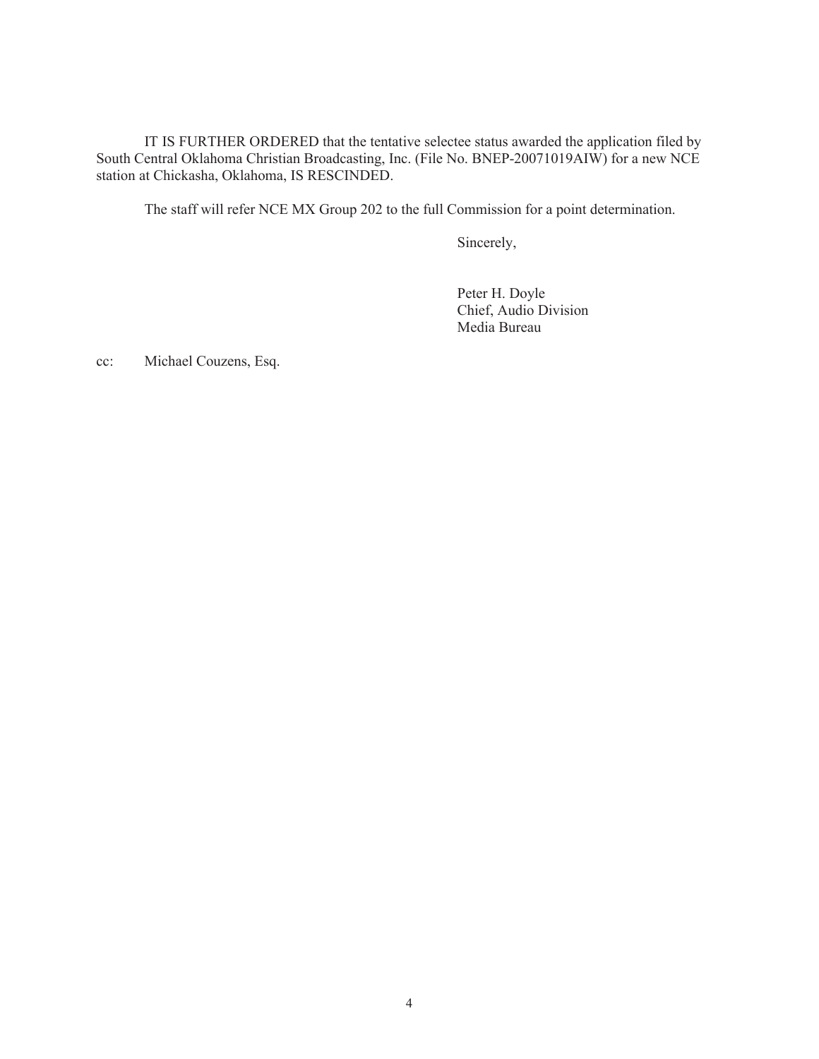IT IS FURTHER ORDERED that the tentative selectee status awarded the application filed by South Central Oklahoma Christian Broadcasting, Inc. (File No. BNEP-20071019AIW) for a new NCE station at Chickasha, Oklahoma, IS RESCINDED.

The staff will refer NCE MX Group 202 to the full Commission for a point determination.

Sincerely,

Peter H. Doyle
Chief, Audio Division
Media Bureau

cc: Michael Couzens, Esq.